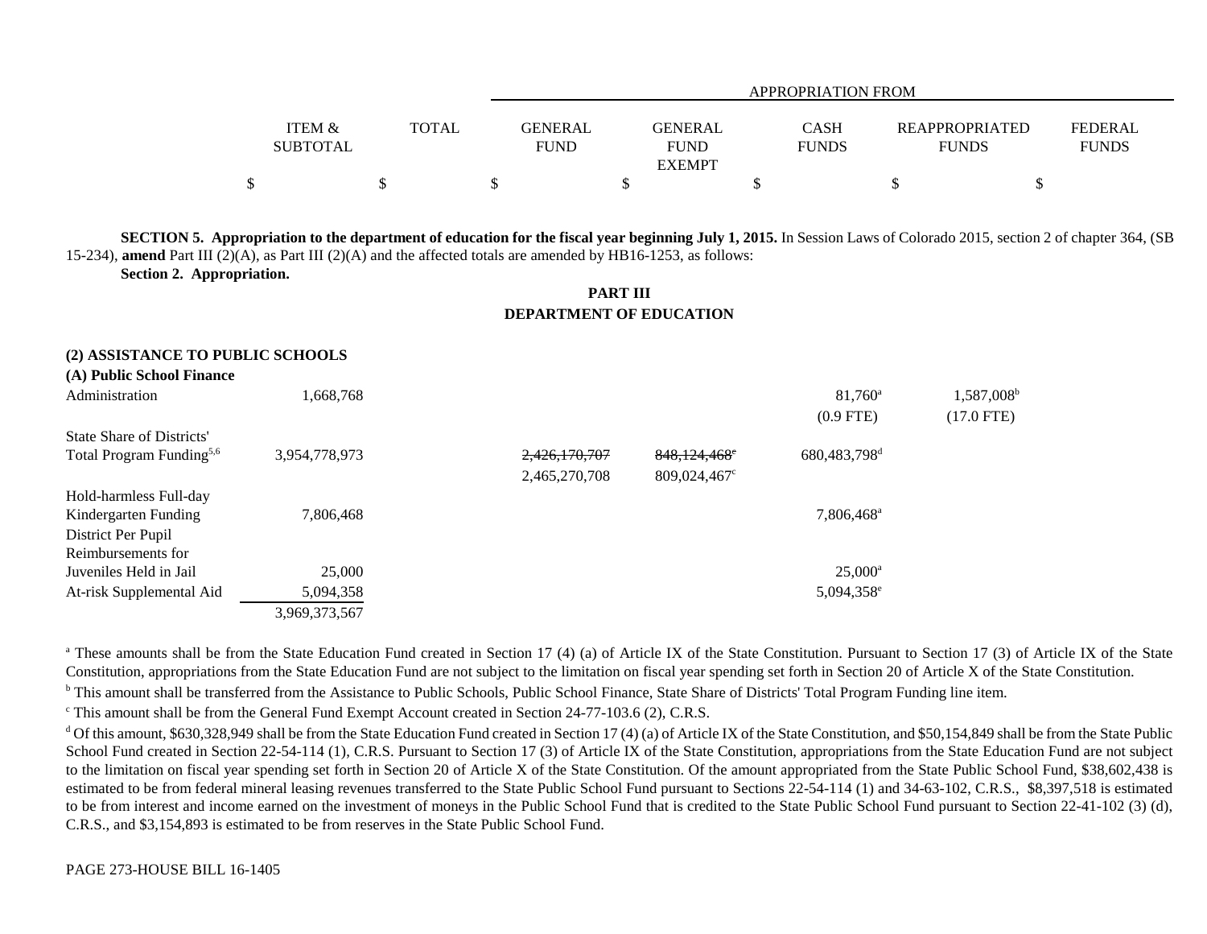| | ITEM & SUBTOTAL | TOTAL | APPROPRIATION FROM GENERAL FUND | GENERAL FUND EXEMPT | CASH FUNDS | REAPPROPRIATED FUNDS | FEDERAL FUNDS |
|---|---|---|---|---|---|---|---|
| | $ | $ | $ | $ | $ | $ | $ |

**SECTION 5. Appropriation to the department of education for the fiscal year beginning July 1, 2015.** In Session Laws of Colorado 2015, section 2 of chapter 364, (SB 15-234), **amend** Part III (2)(A), as Part III (2)(A) and the affected totals are amended by HB16-1253, as follows:

**Section 2. Appropriation.**

**PART III**
**DEPARTMENT OF EDUCATION**

| | ITEM & SUBTOTAL | TOTAL | GENERAL FUND | GENERAL FUND EXEMPT | CASH FUNDS | REAPPROPRIATED FUNDS | FEDERAL FUNDS |
|---|---|---|---|---|---|---|---|
| **(2) ASSISTANCE TO PUBLIC SCHOOLS** | | | | | | | |
| **(A) Public School Finance** | | | | | | | |
| Administration | 1,668,768 | | | | 81,760[a] (0.9 FTE) | 1,587,008[b] (17.0 FTE) | |
| State Share of Districts' Total Program Funding[5,6] | 3,954,778,973 | | ~~2,426,170,707~~ 2,465,270,708 | ~~848,124,468~~[c] 809,024,467[c] | 680,483,798[d] | | |
| Hold-harmless Full-day Kindergarten Funding | 7,806,468 | | | | 7,806,468[a] | | |
| District Per Pupil Reimbursements for Juveniles Held in Jail | 25,000 | | | | 25,000[a] | | |
| At-risk Supplemental Aid | 5,094,358 | | | | 5,094,358[e] | | |
| | 3,969,373,567 | | | | | | |

[a] These amounts shall be from the State Education Fund created in Section 17 (4) (a) of Article IX of the State Constitution. Pursuant to Section 17 (3) of Article IX of the State Constitution, appropriations from the State Education Fund are not subject to the limitation on fiscal year spending set forth in Section 20 of Article X of the State Constitution.

[b] This amount shall be transferred from the Assistance to Public Schools, Public School Finance, State Share of Districts' Total Program Funding line item.

[c] This amount shall be from the General Fund Exempt Account created in Section 24-77-103.6 (2), C.R.S.

[d] Of this amount, $630,328,949 shall be from the State Education Fund created in Section 17 (4) (a) of Article IX of the State Constitution, and $50,154,849 shall be from the State Public School Fund created in Section 22-54-114 (1), C.R.S. Pursuant to Section 17 (3) of Article IX of the State Constitution, appropriations from the State Education Fund are not subject to the limitation on fiscal year spending set forth in Section 20 of Article X of the State Constitution. Of the amount appropriated from the State Public School Fund, $38,602,438 is estimated to be from federal mineral leasing revenues transferred to the State Public School Fund pursuant to Sections 22-54-114 (1) and 34-63-102, C.R.S., $8,397,518 is estimated to be from interest and income earned on the investment of moneys in the Public School Fund that is credited to the State Public School Fund pursuant to Section 22-41-102 (3) (d), C.R.S., and $3,154,893 is estimated to be from reserves in the State Public School Fund.

PAGE 273-HOUSE BILL 16-1405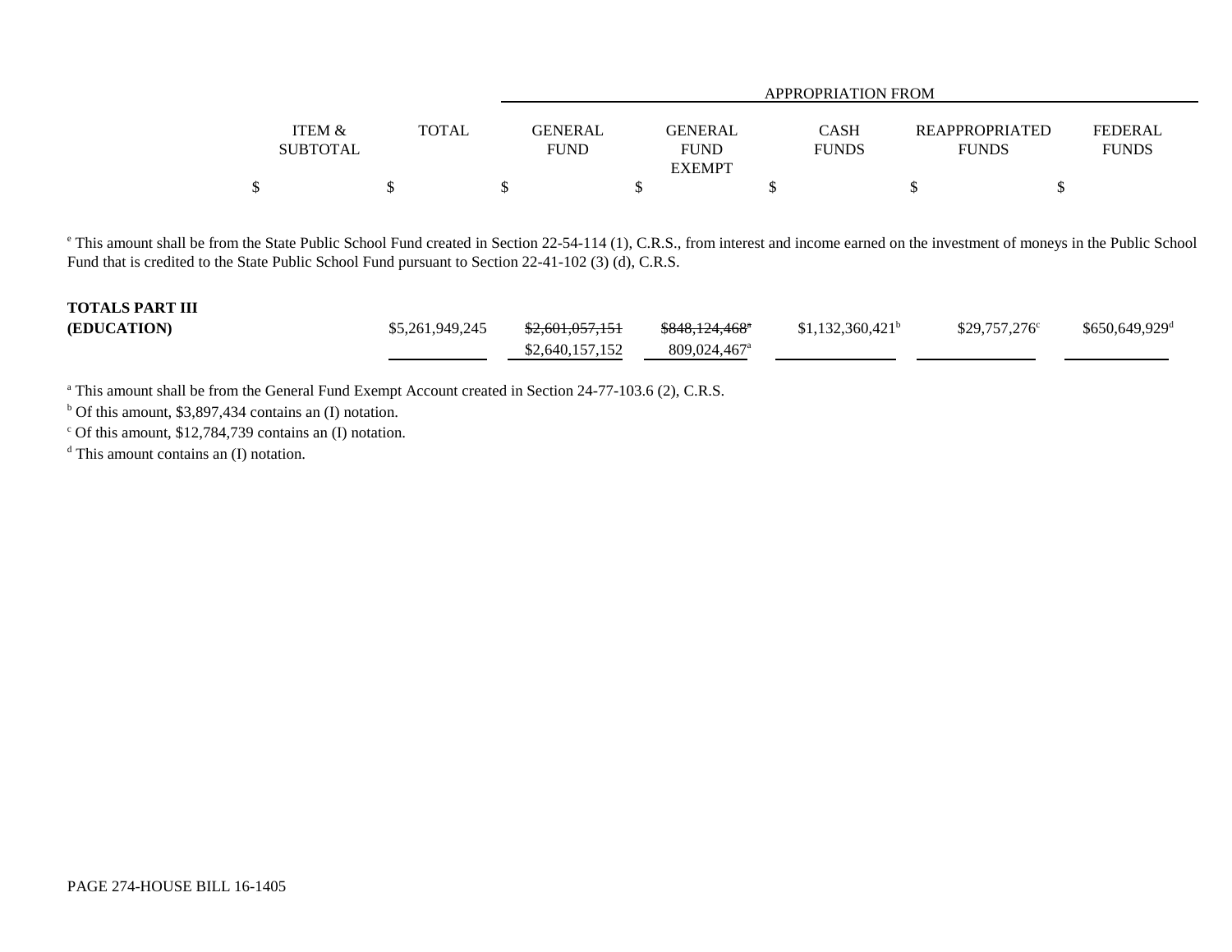| | ITEM & SUBTOTAL | TOTAL | APPROPRIATION FROM GENERAL FUND | GENERAL FUND EXEMPT | CASH FUNDS | REAPPROPRIATED FUNDS | FEDERAL FUNDS |
|---|---|---|---|---|---|---|---|
| | $ | $ | $ | $ | $ | $ | $ |

[e] This amount shall be from the State Public School Fund created in Section 22-54-114 (1), C.R.S., from interest and income earned on the investment of moneys in the Public School Fund that is credited to the State Public School Fund pursuant to Section 22-41-102 (3) (d), C.R.S.

| | ITEM & SUBTOTAL | TOTAL | GENERAL FUND | GENERAL FUND EXEMPT | CASH FUNDS | REAPPROPRIATED FUNDS | FEDERAL FUNDS |
|---|---|---|---|---|---|---|---|
| **TOTALS PART III (EDUCATION)** | | $5,261,949,245 | ~~$2,601,057,151~~ $2,640,157,152 | ~~$848,124,468[a]~~ 809,024,467[a] | $1,132,360,421[b] | $29,757,276[c] | $650,649,929[d] |

[a] This amount shall be from the General Fund Exempt Account created in Section 24-77-103.6 (2), C.R.S.

[b] Of this amount, $3,897,434 contains an (I) notation.

[c] Of this amount, $12,784,739 contains an (I) notation.

[d] This amount contains an (I) notation.